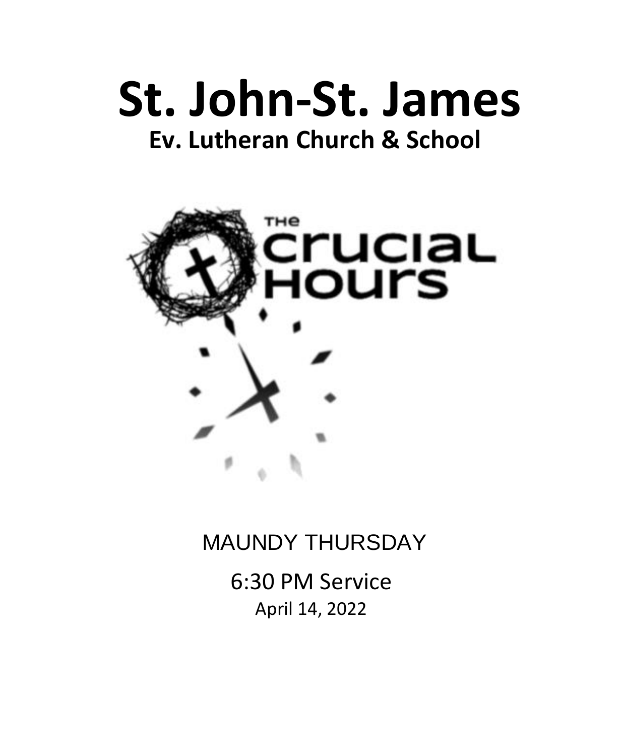# St. John-St. James

## Ev. Lutheran Church & School

THE crucial Hours

MAUNDY THURSDAY

6:30 PM Service

April 14, 2022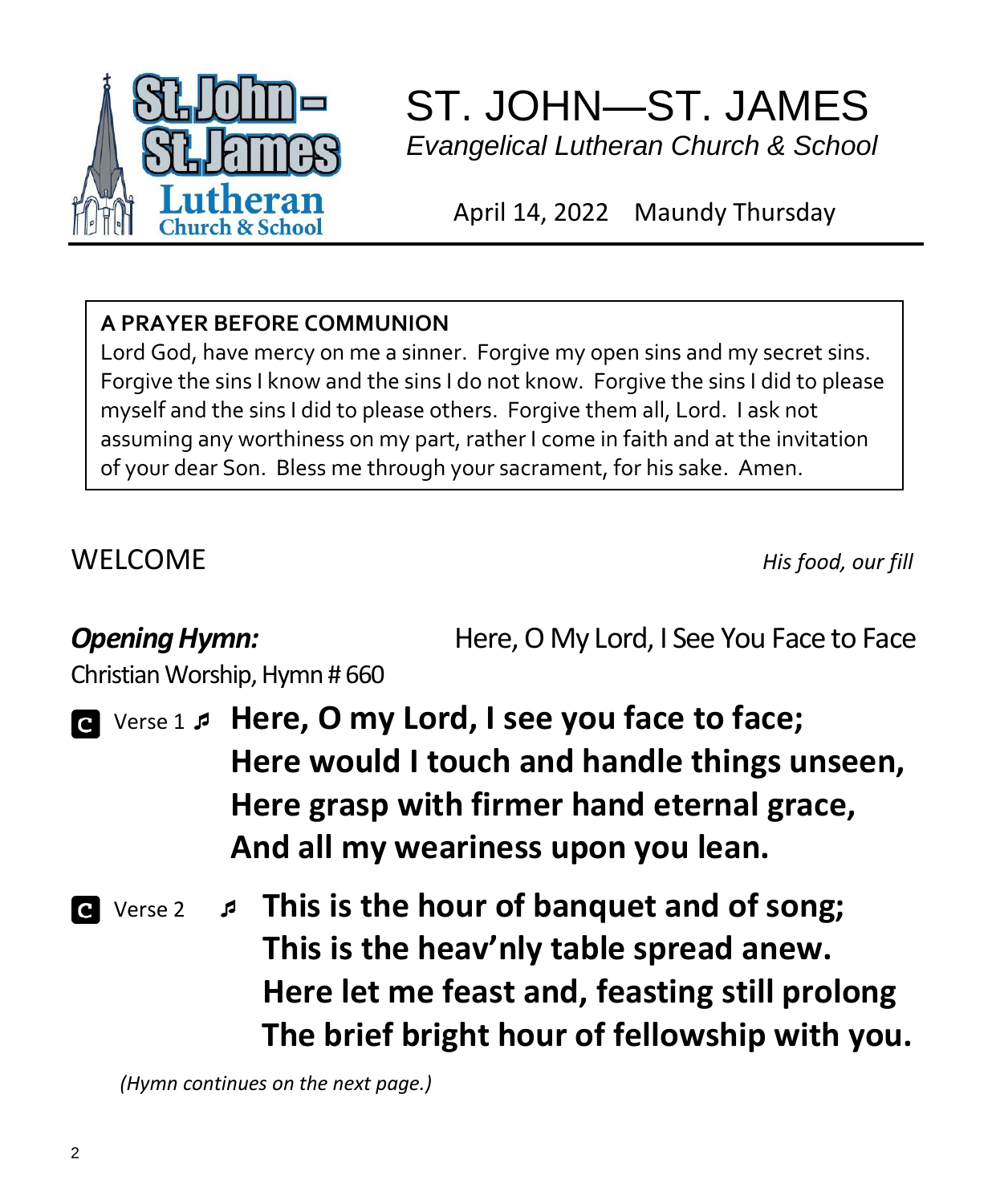# ST. JOHN—ST. JAMES

*Evangelical Lutheran Church & School*

April 14, 2022 Maundy Thursday

---

**A PRAYER BEFORE COMMUNION**

Lord God, have mercy on me a sinner. Forgive my open sins and my secret sins. Forgive the sins I know and the sins I do not know. Forgive the sins I did to please myself and the sins I did to please others. Forgive them all, Lord. I ask not assuming any worthiness on my part, rather I come in faith and at the invitation of your dear Son. Bless me through your sacrament, for his sake. Amen.

## WELCOME

*His food, our fill*

***Opening Hymn:*** Here, O My Lord, I See You Face to Face

Christian Worship, Hymn # 660

C Verse 1 ♬ **Here, O my Lord, I see you face to face;**
**Here would I touch and handle things unseen,**
**Here grasp with firmer hand eternal grace,**
**And all my weariness upon you lean.**

C Verse 2 ♬ **This is the hour of banquet and of song;**
**This is the heav'nly table spread anew.**
**Here let me feast and, feasting still prolong**
**The brief bright hour of fellowship with you.**

*(Hymn continues on the next page.)*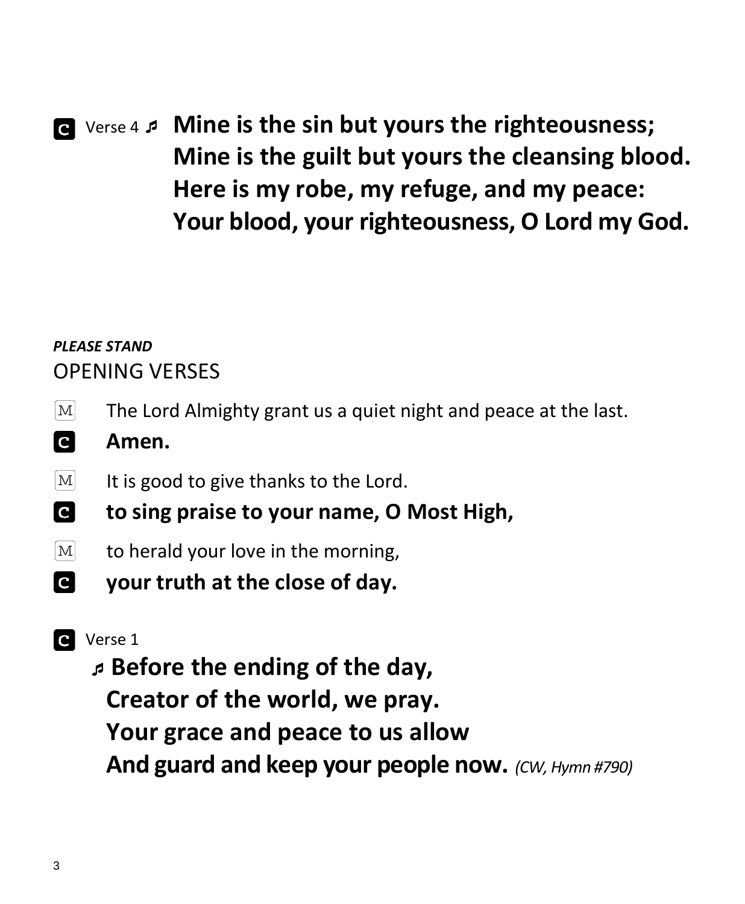**C** Verse 4 ♬ **Mine is the sin but yours the righteousness;**
**Mine is the guilt but yours the cleansing blood.**
**Here is my robe, my refuge, and my peace:**
**Your blood, your righteousness, O Lord my God.**

***PLEASE STAND***

## OPENING VERSES

M The Lord Almighty grant us a quiet night and peace at the last.

**C** **Amen.**

M It is good to give thanks to the Lord.

**C** **to sing praise to your name, O Most High,**

M to herald your love in the morning,

**C** **your truth at the close of day.**

**C** Verse 1

♬ **Before the ending of the day,**
**Creator of the world, we pray.**
**Your grace and peace to us allow**
**And guard and keep your people now.** *(CW, Hymn #790)*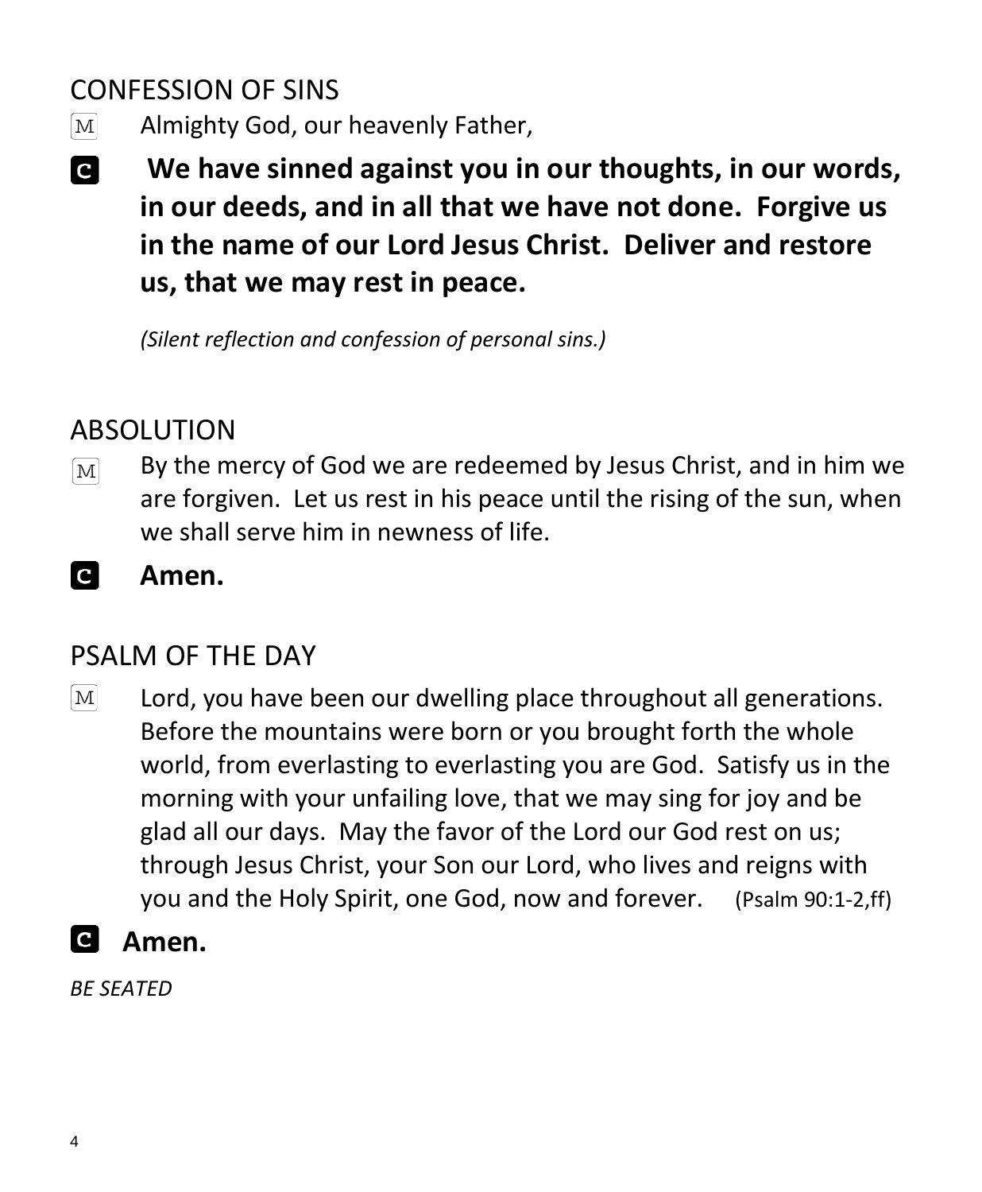## CONFESSION OF SINS

M Almighty God, our heavenly Father,

**C We have sinned against you in our thoughts, in our words, in our deeds, and in all that we have not done. Forgive us in the name of our Lord Jesus Christ. Deliver and restore us, that we may rest in peace.**

*(Silent reflection and confession of personal sins.)*

## ABSOLUTION

M By the mercy of God we are redeemed by Jesus Christ, and in him we are forgiven. Let us rest in his peace until the rising of the sun, when we shall serve him in newness of life.

**C Amen.**

## PSALM OF THE DAY

M Lord, you have been our dwelling place throughout all generations. Before the mountains were born or you brought forth the whole world, from everlasting to everlasting you are God. Satisfy us in the morning with your unfailing love, that we may sing for joy and be glad all our days. May the favor of the Lord our God rest on us; through Jesus Christ, your Son our Lord, who lives and reigns with you and the Holy Spirit, one God, now and forever. (Psalm 90:1-2,ff)

**C Amen.**

*BE SEATED*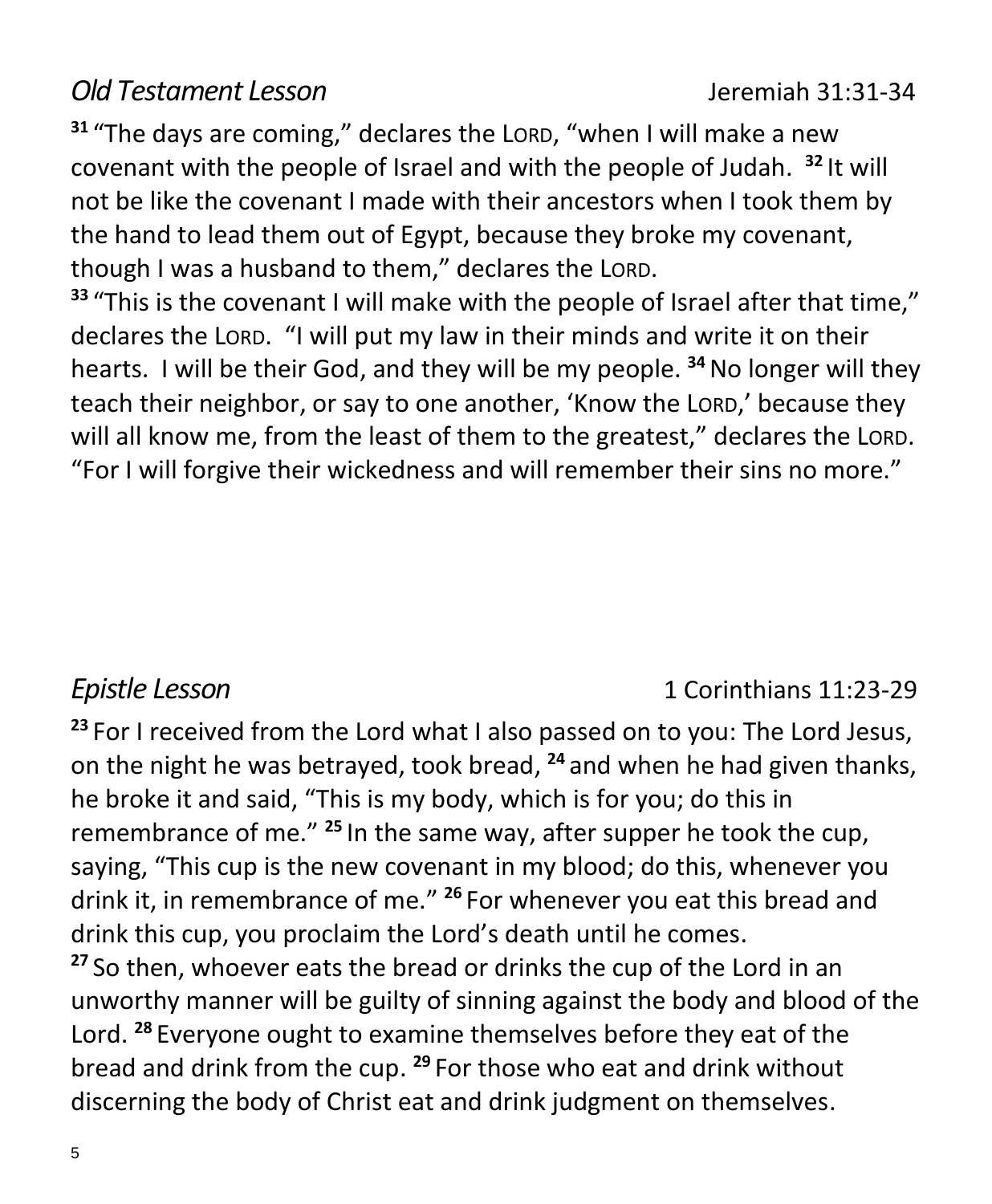## *Old Testament Lesson* Jeremiah 31:31-34

[31] "The days are coming," declares the LORD, "when I will make a new covenant with the people of Israel and with the people of Judah. [32] It will not be like the covenant I made with their ancestors when I took them by the hand to lead them out of Egypt, because they broke my covenant, though I was a husband to them," declares the LORD.
[33] "This is the covenant I will make with the people of Israel after that time," declares the LORD. "I will put my law in their minds and write it on their hearts. I will be their God, and they will be my people. [34] No longer will they teach their neighbor, or say to one another, 'Know the LORD,' because they will all know me, from the least of them to the greatest," declares the LORD. "For I will forgive their wickedness and will remember their sins no more."

## *Epistle Lesson* 1 Corinthians 11:23-29

[23] For I received from the Lord what I also passed on to you: The Lord Jesus, on the night he was betrayed, took bread, [24] and when he had given thanks, he broke it and said, "This is my body, which is for you; do this in remembrance of me." [25] In the same way, after supper he took the cup, saying, "This cup is the new covenant in my blood; do this, whenever you drink it, in remembrance of me." [26] For whenever you eat this bread and drink this cup, you proclaim the Lord's death until he comes.
[27] So then, whoever eats the bread or drinks the cup of the Lord in an unworthy manner will be guilty of sinning against the body and blood of the Lord. [28] Everyone ought to examine themselves before they eat of the bread and drink from the cup. [29] For those who eat and drink without discerning the body of Christ eat and drink judgment on themselves.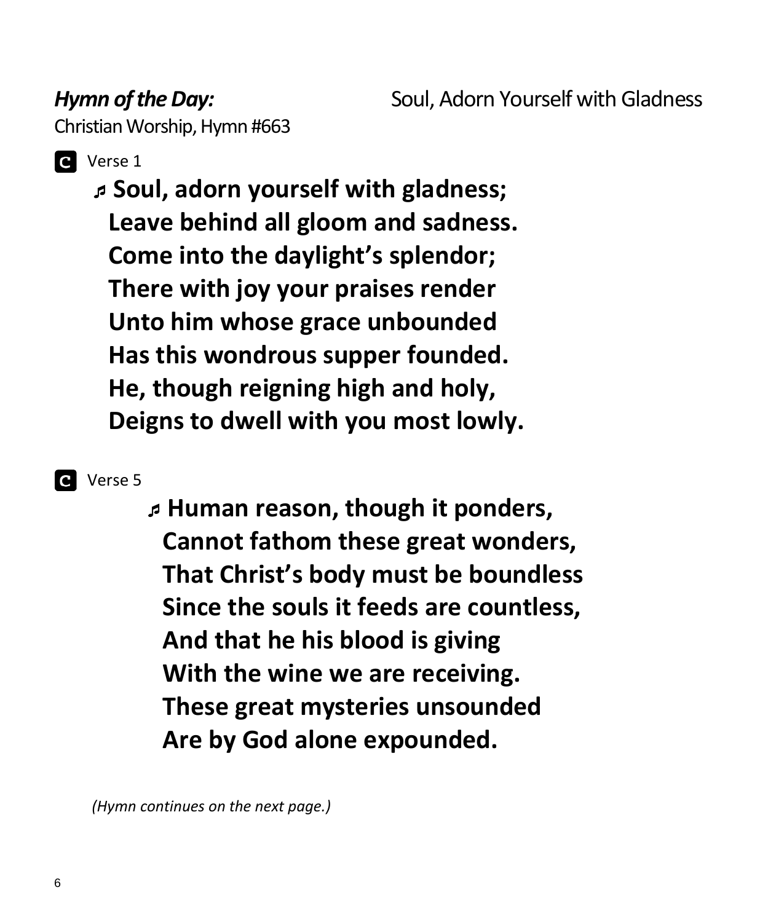***Hymn of the Day:*** Soul, Adorn Yourself with Gladness
Christian Worship, Hymn #663

**C** Verse 1

♬ **Soul, adorn yourself with gladness;**
**Leave behind all gloom and sadness.**
**Come into the daylight's splendor;**
**There with joy your praises render**
**Unto him whose grace unbounded**
**Has this wondrous supper founded.**
**He, though reigning high and holy,**
**Deigns to dwell with you most lowly.**

**C** Verse 5

♬ **Human reason, though it ponders,**
**Cannot fathom these great wonders,**
**That Christ's body must be boundless**
**Since the souls it feeds are countless,**
**And that he his blood is giving**
**With the wine we are receiving.**
**These great mysteries unsounded**
**Are by God alone expounded.**

*(Hymn continues on the next page.)*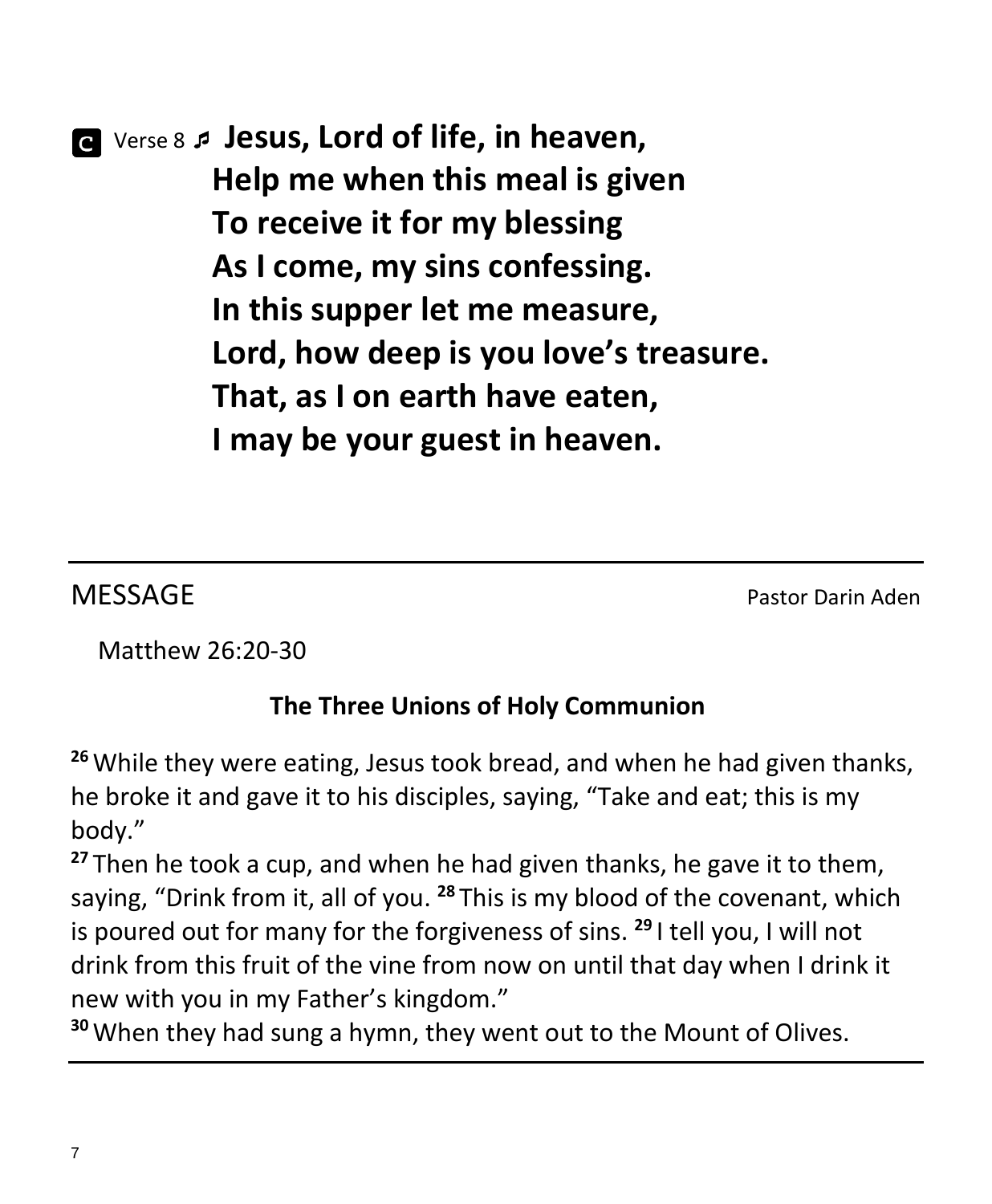**C** Verse 8 ♬ **Jesus, Lord of life, in heaven,**
**Help me when this meal is given**
**To receive it for my blessing**
**As I come, my sins confessing.**
**In this supper let me measure,**
**Lord, how deep is you love's treasure.**
**That, as I on earth have eaten,**
**I may be your guest in heaven.**

---

## MESSAGE

Pastor Darin Aden

Matthew 26:20-30

**The Three Unions of Holy Communion**

**26** While they were eating, Jesus took bread, and when he had given thanks, he broke it and gave it to his disciples, saying, "Take and eat; this is my body."
**27** Then he took a cup, and when he had given thanks, he gave it to them, saying, "Drink from it, all of you. **28** This is my blood of the covenant, which is poured out for many for the forgiveness of sins. **29** I tell you, I will not drink from this fruit of the vine from now on until that day when I drink it new with you in my Father's kingdom."
**30** When they had sung a hymn, they went out to the Mount of Olives.

---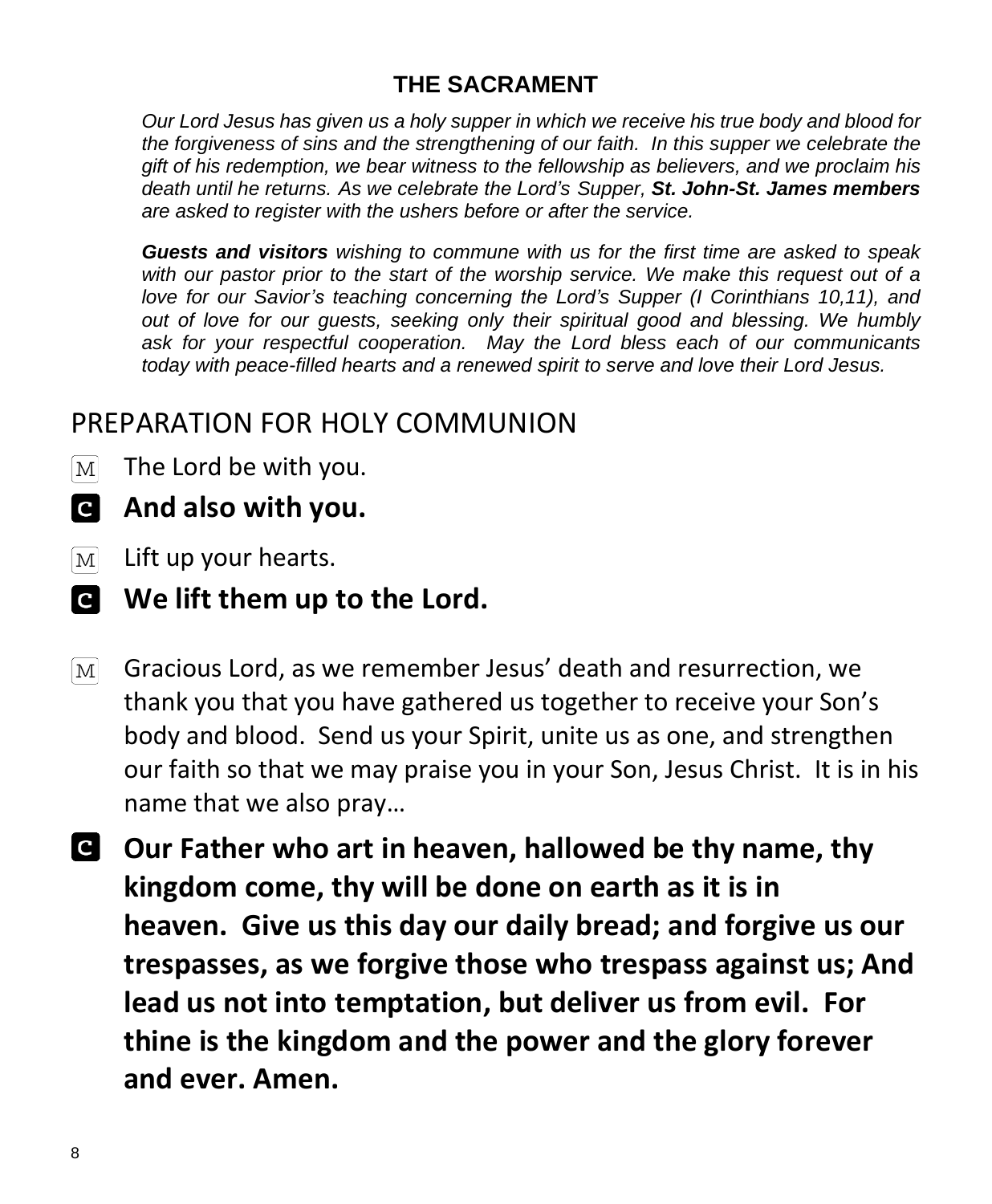## THE SACRAMENT

*Our Lord Jesus has given us a holy supper in which we receive his true body and blood for the forgiveness of sins and the strengthening of our faith. In this supper we celebrate the gift of his redemption, we bear witness to the fellowship as believers, and we proclaim his death until he returns. As we celebrate the Lord's Supper,* ***St. John-St. James members*** *are asked to register with the ushers before or after the service.*

***Guests and visitors*** *wishing to commune with us for the first time are asked to speak with our pastor prior to the start of the worship service. We make this request out of a love for our Savior's teaching concerning the Lord's Supper (I Corinthians 10,11), and out of love for our guests, seeking only their spiritual good and blessing. We humbly ask for your respectful cooperation. May the Lord bless each of our communicants today with peace-filled hearts and a renewed spirit to serve and love their Lord Jesus.*

# PREPARATION FOR HOLY COMMUNION

M The Lord be with you.

**C And also with you.**

M Lift up your hearts.

**C We lift them up to the Lord.**

M Gracious Lord, as we remember Jesus' death and resurrection, we thank you that you have gathered us together to receive your Son's body and blood. Send us your Spirit, unite us as one, and strengthen our faith so that we may praise you in your Son, Jesus Christ. It is in his name that we also pray…

**C Our Father who art in heaven, hallowed be thy name, thy kingdom come, thy will be done on earth as it is in heaven. Give us this day our daily bread; and forgive us our trespasses, as we forgive those who trespass against us; And lead us not into temptation, but deliver us from evil. For thine is the kingdom and the power and the glory forever and ever. Amen.**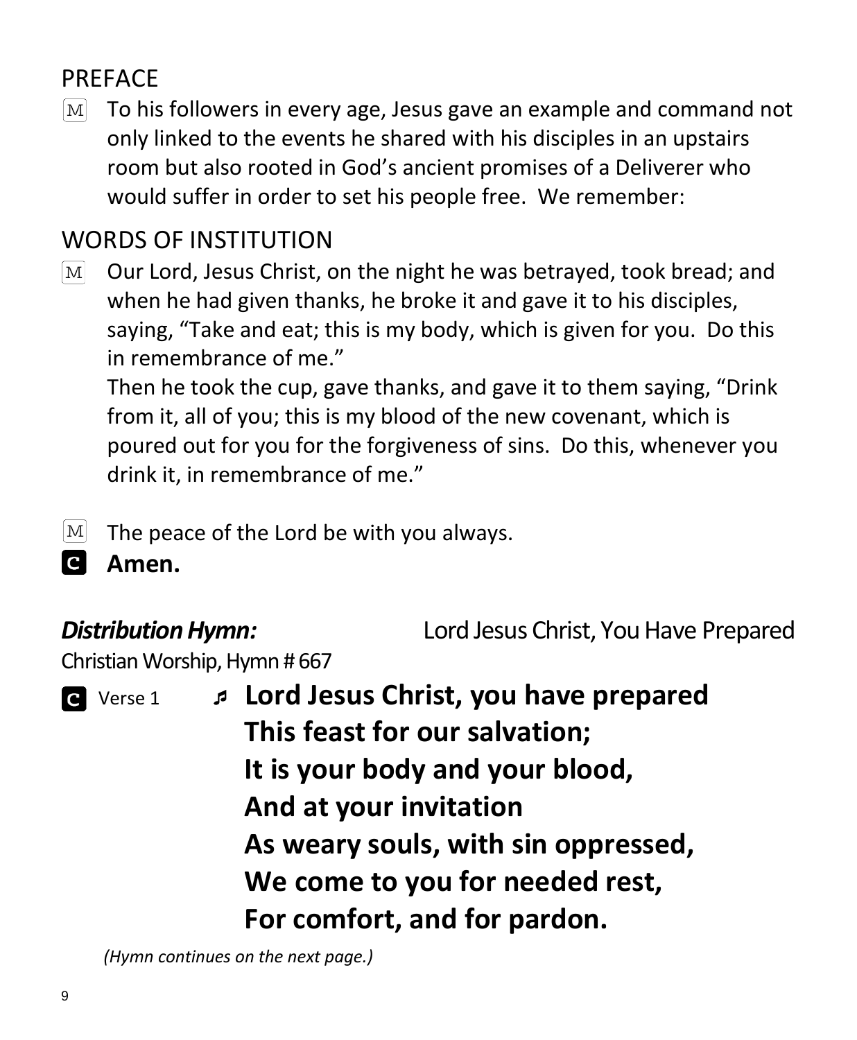## PREFACE

M To his followers in every age, Jesus gave an example and command not only linked to the events he shared with his disciples in an upstairs room but also rooted in God's ancient promises of a Deliverer who would suffer in order to set his people free. We remember:

## WORDS OF INSTITUTION

M Our Lord, Jesus Christ, on the night he was betrayed, took bread; and when he had given thanks, he broke it and gave it to his disciples, saying, "Take and eat; this is my body, which is given for you. Do this in remembrance of me."
Then he took the cup, gave thanks, and gave it to them saying, "Drink from it, all of you; this is my blood of the new covenant, which is poured out for you for the forgiveness of sins. Do this, whenever you drink it, in remembrance of me."

M The peace of the Lord be with you always.

C **Amen.**

***Distribution Hymn:*** Lord Jesus Christ, You Have Prepared
Christian Worship, Hymn # 667

C Verse 1 ♫ **Lord Jesus Christ, you have prepared**
**This feast for our salvation;**
**It is your body and your blood,**
**And at your invitation**
**As weary souls, with sin oppressed,**
**We come to you for needed rest,**
**For comfort, and for pardon.**

*(Hymn continues on the next page.)*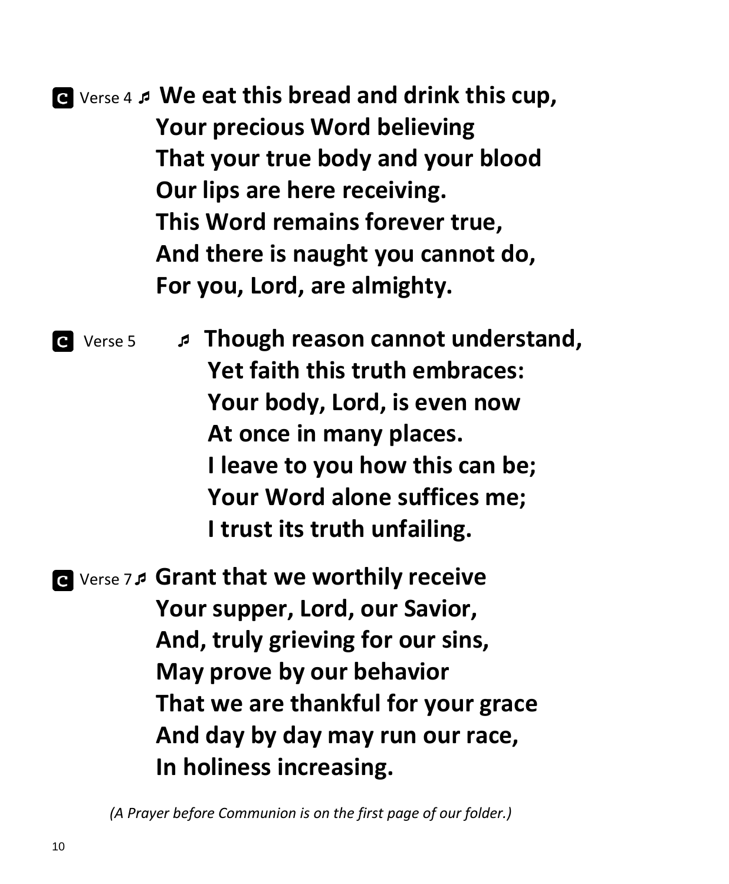**C** Verse 4 ♬ **We eat this bread and drink this cup,**
**Your precious Word believing**
**That your true body and your blood**
**Our lips are here receiving.**
**This Word remains forever true,**
**And there is naught you cannot do,**
**For you, Lord, are almighty.**

**C** Verse 5 ♬ **Though reason cannot understand,**
**Yet faith this truth embraces:**
**Your body, Lord, is even now**
**At once in many places.**
**I leave to you how this can be;**
**Your Word alone suffices me;**
**I trust its truth unfailing.**

**C** Verse 7 ♬ **Grant that we worthily receive**
**Your supper, Lord, our Savior,**
**And, truly grieving for our sins,**
**May prove by our behavior**
**That we are thankful for your grace**
**And day by day may run our race,**
**In holiness increasing.**

*(A Prayer before Communion is on the first page of our folder.)*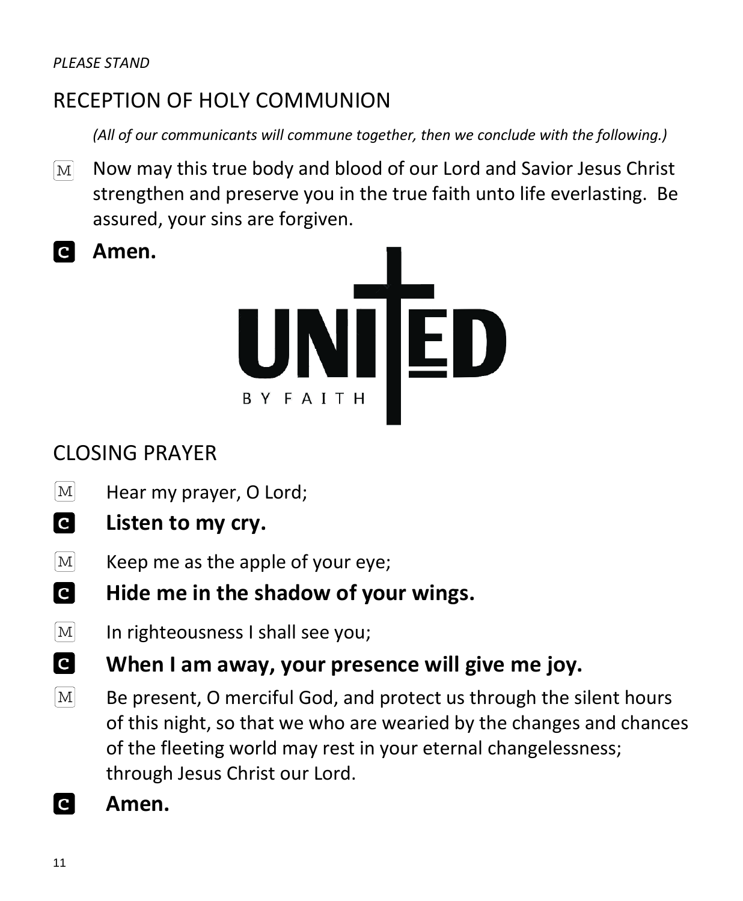*PLEASE STAND*

## RECEPTION OF HOLY COMMUNION

*(All of our communicants will commune together, then we conclude with the following.)*

M Now may this true body and blood of our Lord and Savior Jesus Christ strengthen and preserve you in the true faith unto life everlasting. Be assured, your sins are forgiven.

C **Amen.**

UNITED BY FAITH

## CLOSING PRAYER

M Hear my prayer, O Lord;

C **Listen to my cry.**

M Keep me as the apple of your eye;

C **Hide me in the shadow of your wings.**

M In righteousness I shall see you;

C **When I am away, your presence will give me joy.**

M Be present, O merciful God, and protect us through the silent hours of this night, so that we who are wearied by the changes and chances of the fleeting world may rest in your eternal changelessness; through Jesus Christ our Lord.

C **Amen.**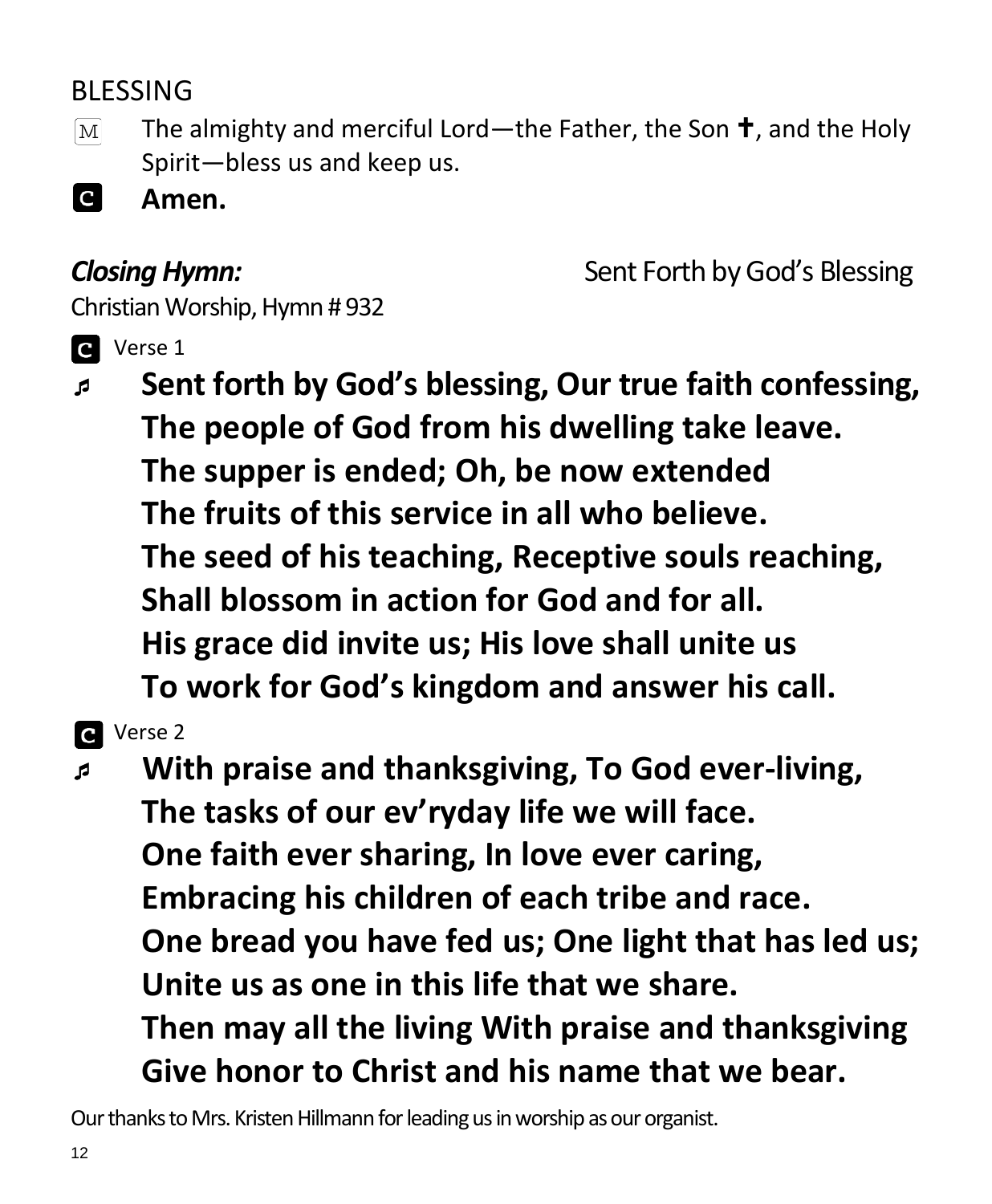## BLESSING

M The almighty and merciful Lord—the Father, the Son ✝, and the Holy Spirit—bless us and keep us.

**C Amen.**

***Closing Hymn:*** Sent Forth by God's Blessing

Christian Worship, Hymn # 932

C Verse 1

♬ **Sent forth by God's blessing, Our true faith confessing,**
**The people of God from his dwelling take leave.**
**The supper is ended; Oh, be now extended**
**The fruits of this service in all who believe.**
**The seed of his teaching, Receptive souls reaching,**
**Shall blossom in action for God and for all.**
**His grace did invite us; His love shall unite us**
**To work for God's kingdom and answer his call.**

C Verse 2

♬ **With praise and thanksgiving, To God ever-living,**
**The tasks of our ev'ryday life we will face.**
**One faith ever sharing, In love ever caring,**
**Embracing his children of each tribe and race.**
**One bread you have fed us; One light that has led us;**
**Unite us as one in this life that we share.**
**Then may all the living With praise and thanksgiving**
**Give honor to Christ and his name that we bear.**

Our thanks to Mrs. Kristen Hillmann for leading us in worship as our organist.